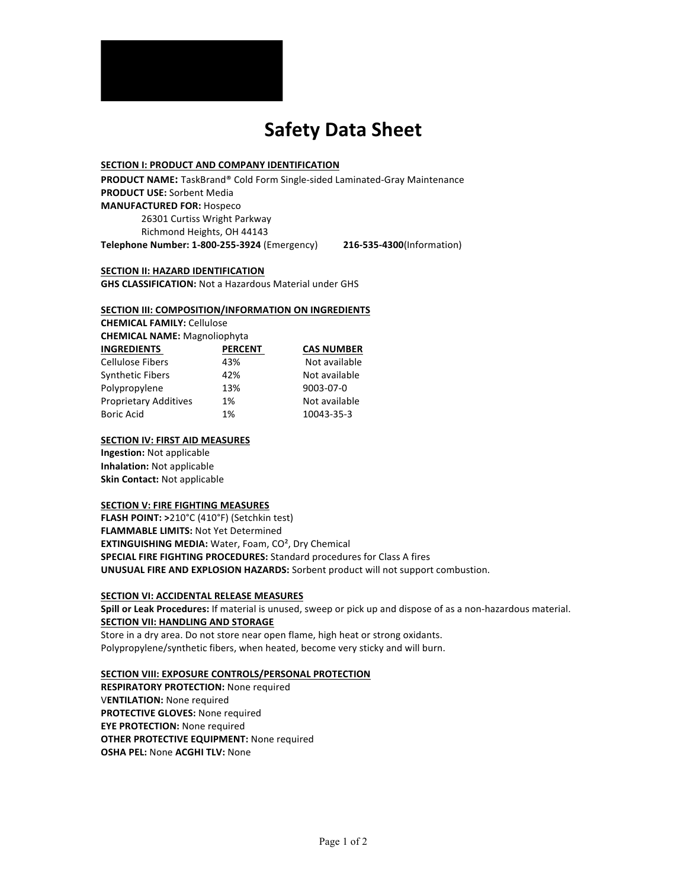# Safety Data Sheet

## SECTION I: PRODUCT AND COMPANY IDENTIFICATION

**PRODUCT NAME:** TaskBrand® Cold Form Single-sided Laminated-Gray Maintenance
**PRODUCT USE:** Sorbent Media
**MANUFACTURED FOR:** Hospeco
26301 Curtiss Wright Parkway
Richmond Heights, OH 44143
**Telephone Number: 1-800-255-3924** (Emergency) **216-535-4300**(Information)

## SECTION II: HAZARD IDENTIFICATION

**GHS CLASSIFICATION:** Not a Hazardous Material under GHS

## SECTION III: COMPOSITION/INFORMATION ON INGREDIENTS

**CHEMICAL FAMILY:** Cellulose
**CHEMICAL NAME:** Magnoliophyta

| INGREDIENTS | PERCENT | CAS NUMBER |
|---|---|---|
| Cellulose Fibers | 43% | Not available |
| Synthetic Fibers | 42% | Not available |
| Polypropylene | 13% | 9003-07-0 |
| Proprietary Additives | 1% | Not available |
| Boric Acid | 1% | 10043-35-3 |

## SECTION IV: FIRST AID MEASURES

**Ingestion:** Not applicable
**Inhalation:** Not applicable
**Skin Contact:** Not applicable

## SECTION V: FIRE FIGHTING MEASURES

**FLASH POINT: >**210°C (410°F) (Setchkin test)
**FLAMMABLE LIMITS:** Not Yet Determined
**EXTINGUISHING MEDIA:** Water, Foam, $CO^2$, Dry Chemical
**SPECIAL FIRE FIGHTING PROCEDURES:** Standard procedures for Class A fires
**UNUSUAL FIRE AND EXPLOSION HAZARDS:** Sorbent product will not support combustion.

## SECTION VI: ACCIDENTAL RELEASE MEASURES

**Spill or Leak Procedures:** If material is unused, sweep or pick up and dispose of as a non-hazardous material.

## SECTION VII: HANDLING AND STORAGE

Store in a dry area. Do not store near open flame, high heat or strong oxidants.
Polypropylene/synthetic fibers, when heated, become very sticky and will burn.

## SECTION VIII: EXPOSURE CONTROLS/PERSONAL PROTECTION

**RESPIRATORY PROTECTION:** None required
V**ENTILATION:** None required
**PROTECTIVE GLOVES:** None required
**EYE PROTECTION:** None required
**OTHER PROTECTIVE EQUIPMENT:** None required
**OSHA PEL:** None **ACGHI TLV:** None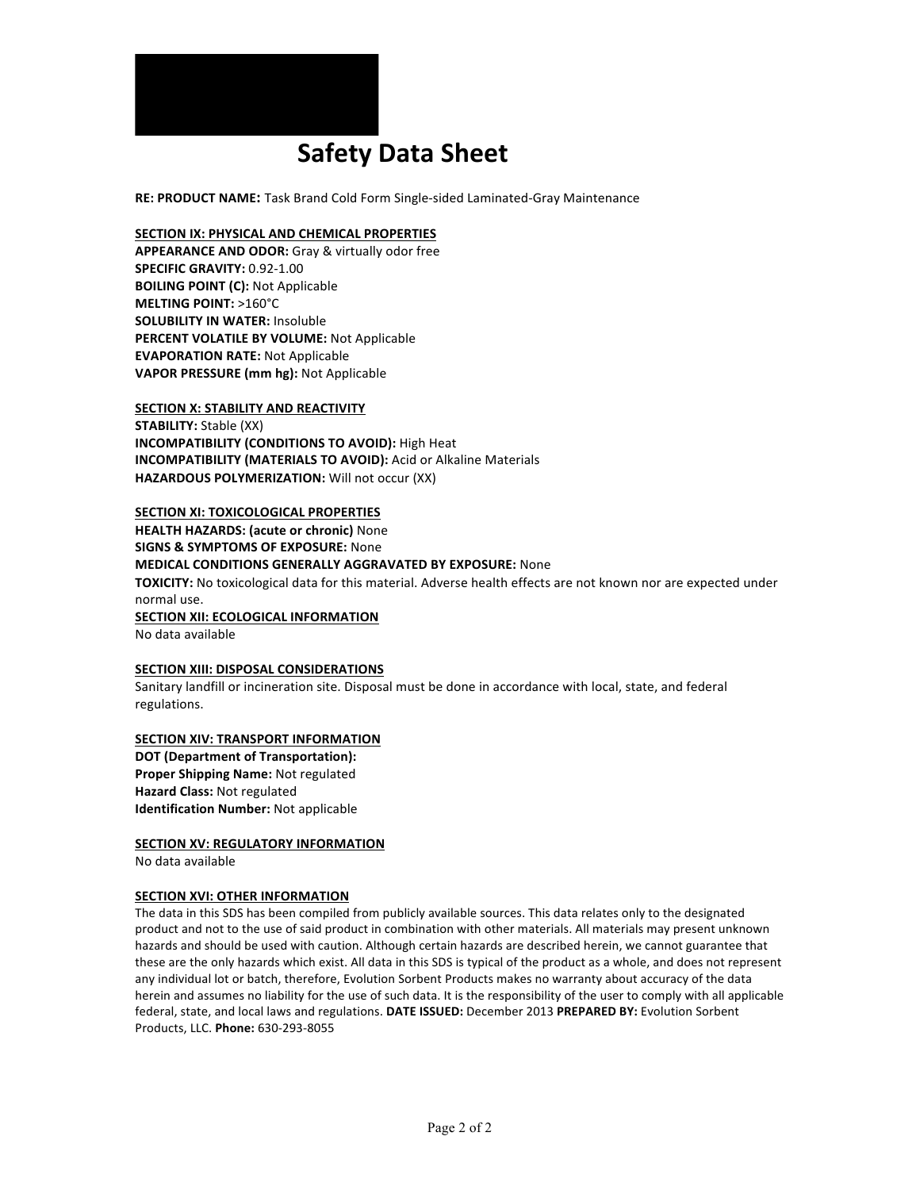# Safety Data Sheet

**RE: PRODUCT NAME:** Task Brand Cold Form Single-sided Laminated-Gray Maintenance

## SECTION IX: PHYSICAL AND CHEMICAL PROPERTIES

**APPEARANCE AND ODOR:** Gray & virtually odor free
**SPECIFIC GRAVITY:** 0.92-1.00
**BOILING POINT (C):** Not Applicable
**MELTING POINT:** >160°C
**SOLUBILITY IN WATER:** Insoluble
**PERCENT VOLATILE BY VOLUME:** Not Applicable
**EVAPORATION RATE:** Not Applicable
**VAPOR PRESSURE (mm hg):** Not Applicable

## SECTION X: STABILITY AND REACTIVITY

**STABILITY:** Stable (XX)
**INCOMPATIBILITY (CONDITIONS TO AVOID):** High Heat
**INCOMPATIBILITY (MATERIALS TO AVOID):** Acid or Alkaline Materials
**HAZARDOUS POLYMERIZATION:** Will not occur (XX)

## SECTION XI: TOXICOLOGICAL PROPERTIES

**HEALTH HAZARDS: (acute or chronic)** None
**SIGNS & SYMPTOMS OF EXPOSURE:** None
**MEDICAL CONDITIONS GENERALLY AGGRAVATED BY EXPOSURE:** None
**TOXICITY:** No toxicological data for this material. Adverse health effects are not known nor are expected under normal use.

## SECTION XII: ECOLOGICAL INFORMATION

No data available

## SECTION XIII: DISPOSAL CONSIDERATIONS

Sanitary landfill or incineration site. Disposal must be done in accordance with local, state, and federal regulations.

## SECTION XIV: TRANSPORT INFORMATION

**DOT (Department of Transportation):**
**Proper Shipping Name:** Not regulated
**Hazard Class:** Not regulated
**Identification Number:** Not applicable

## SECTION XV: REGULATORY INFORMATION

No data available

## SECTION XVI: OTHER INFORMATION

The data in this SDS has been compiled from publicly available sources. This data relates only to the designated product and not to the use of said product in combination with other materials. All materials may present unknown hazards and should be used with caution. Although certain hazards are described herein, we cannot guarantee that these are the only hazards which exist. All data in this SDS is typical of the product as a whole, and does not represent any individual lot or batch, therefore, Evolution Sorbent Products makes no warranty about accuracy of the data herein and assumes no liability for the use of such data. It is the responsibility of the user to comply with all applicable federal, state, and local laws and regulations. **DATE ISSUED:** December 2013 **PREPARED BY:** Evolution Sorbent Products, LLC. **Phone:** 630-293-8055